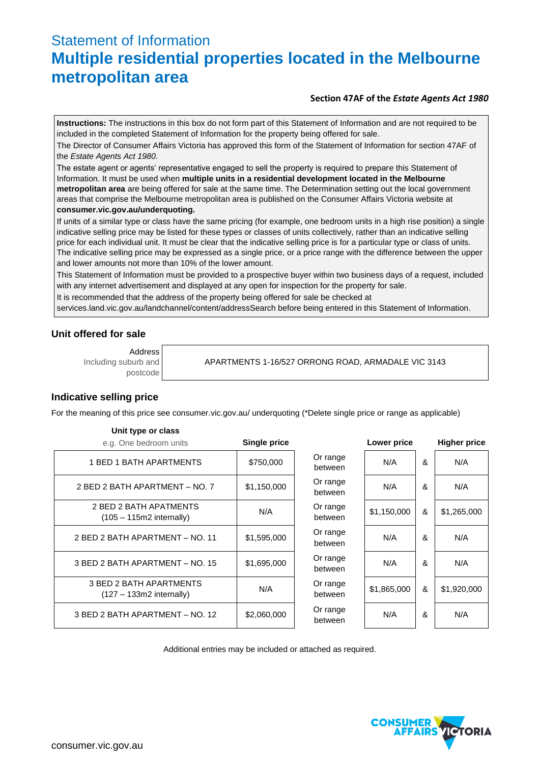# Statement of Information

# Multiple residential properties located in the Melbourne metropolitan area

**Section 47AF of the *Estate Agents Act 1980***

**Instructions:** The instructions in this box do not form part of this Statement of Information and are not required to be included in the completed Statement of Information for the property being offered for sale.

The Director of Consumer Affairs Victoria has approved this form of the Statement of Information for section 47AF of the *Estate Agents Act 1980*.

The estate agent or agents' representative engaged to sell the property is required to prepare this Statement of Information. It must be used when **multiple units in a residential development located in the Melbourne metropolitan area** are being offered for sale at the same time. The Determination setting out the local government areas that comprise the Melbourne metropolitan area is published on the Consumer Affairs Victoria website at **consumer.vic.gov.au/underquoting.**

If units of a similar type or class have the same pricing (for example, one bedroom units in a high rise position) a single indicative selling price may be listed for these types or classes of units collectively, rather than an indicative selling price for each individual unit. It must be clear that the indicative selling price is for a particular type or class of units. The indicative selling price may be expressed as a single price, or a price range with the difference between the upper and lower amounts not more than 10% of the lower amount.

This Statement of Information must be provided to a prospective buyer within two business days of a request, included with any internet advertisement and displayed at any open for inspection for the property for sale.

It is recommended that the address of the property being offered for sale be checked at services.land.vic.gov.au/landchannel/content/addressSearch before being entered in this Statement of Information.

## Unit offered for sale

| Address Including suburb and postcode | APARTMENTS 1-16/527 ORRONG ROAD, ARMADALE VIC 3143 |
|---|---|

## Indicative selling price

For the meaning of this price see consumer.vic.gov.au/ underquoting (*Delete single price or range as applicable)

| Unit type or class e.g. One bedroom units | Single price | | Lower price | | Higher price |
|---|---|---|---|---|---|
| 1 BED 1 BATH APARTMENTS | $750,000 | Or range between | N/A | & | N/A |
| 2 BED 2 BATH APARTMENT – NO. 7 | $1,150,000 | Or range between | N/A | & | N/A |
| 2 BED 2 BATH APATMENTS (105 – 115m2 internally) | N/A | Or range between | $1,150,000 | & | $1,265,000 |
| 2 BED 2 BATH APARTMENT – NO. 11 | $1,595,000 | Or range between | N/A | & | N/A |
| 3 BED 2 BATH APARTMENT – NO. 15 | $1,695,000 | Or range between | N/A | & | N/A |
| 3 BED 2 BATH APARTMENTS (127 – 133m2 internally) | N/A | Or range between | $1,865,000 | & | $1,920,000 |
| 3 BED 2 BATH APARTMENT – NO. 12 | $2,060,000 | Or range between | N/A | & | N/A |

Additional entries may be included or attached as required.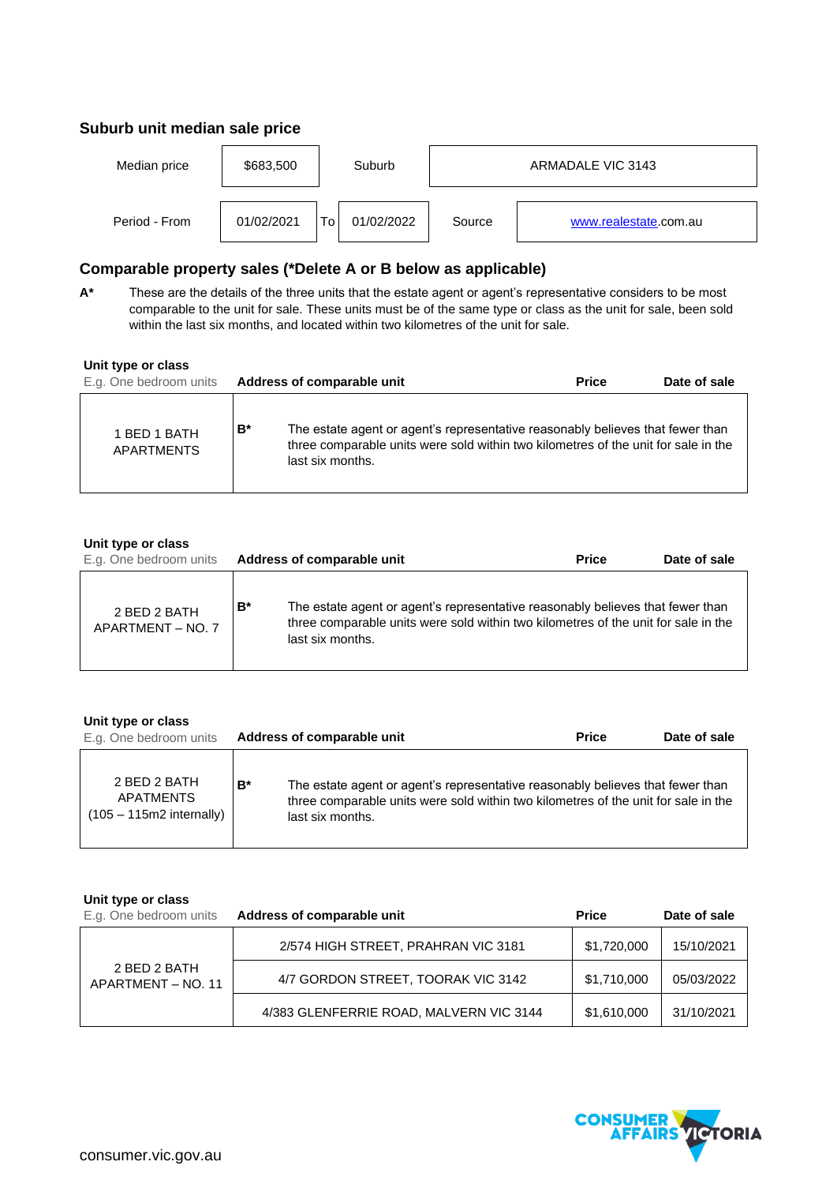## Suburb unit median sale price

| Median price | $683,500 | | Suburb | ARMADALE VIC 3143 |
|---|---|---|---|---|
| Period - From | 01/02/2021 | To 01/02/2022 | Source | www.realestate.com.au |

## Comparable property sales (*Delete A or B below as applicable)

**A*** These are the details of the three units that the estate agent or agent's representative considers to be most comparable to the unit for sale. These units must be of the same type or class as the unit for sale, been sold within the last six months, and located within two kilometres of the unit for sale.

| Unit type or class<br>E.g. One bedroom units | Address of comparable unit | Price | Date of sale |
|---|---|---|---|
| 1 BED 1 BATH APARTMENTS | **B*** The estate agent or agent's representative reasonably believes that fewer than three comparable units were sold within two kilometres of the unit for sale in the last six months. | | |

| Unit type or class<br>E.g. One bedroom units | Address of comparable unit | Price | Date of sale |
|---|---|---|---|
| 2 BED 2 BATH APARTMENT – NO. 7 | **B*** The estate agent or agent's representative reasonably believes that fewer than three comparable units were sold within two kilometres of the unit for sale in the last six months. | | |

| Unit type or class<br>E.g. One bedroom units | Address of comparable unit | Price | Date of sale |
|---|---|---|---|
| 2 BED 2 BATH APATMENTS (105 – 115m2 internally) | **B*** The estate agent or agent's representative reasonably believes that fewer than three comparable units were sold within two kilometres of the unit for sale in the last six months. | | |

| Unit type or class<br>E.g. One bedroom units | Address of comparable unit | Price | Date of sale |
|---|---|---|---|
| 2 BED 2 BATH APARTMENT – NO. 11 | 2/574 HIGH STREET, PRAHRAN VIC 3181 | $1,720,000 | 15/10/2021 |
| | 4/7 GORDON STREET, TOORAK VIC 3142 | $1,710,000 | 05/03/2022 |
| | 4/383 GLENFERRIE ROAD, MALVERN VIC 3144 | $1,610,000 | 31/10/2021 |

consumer.vic.gov.au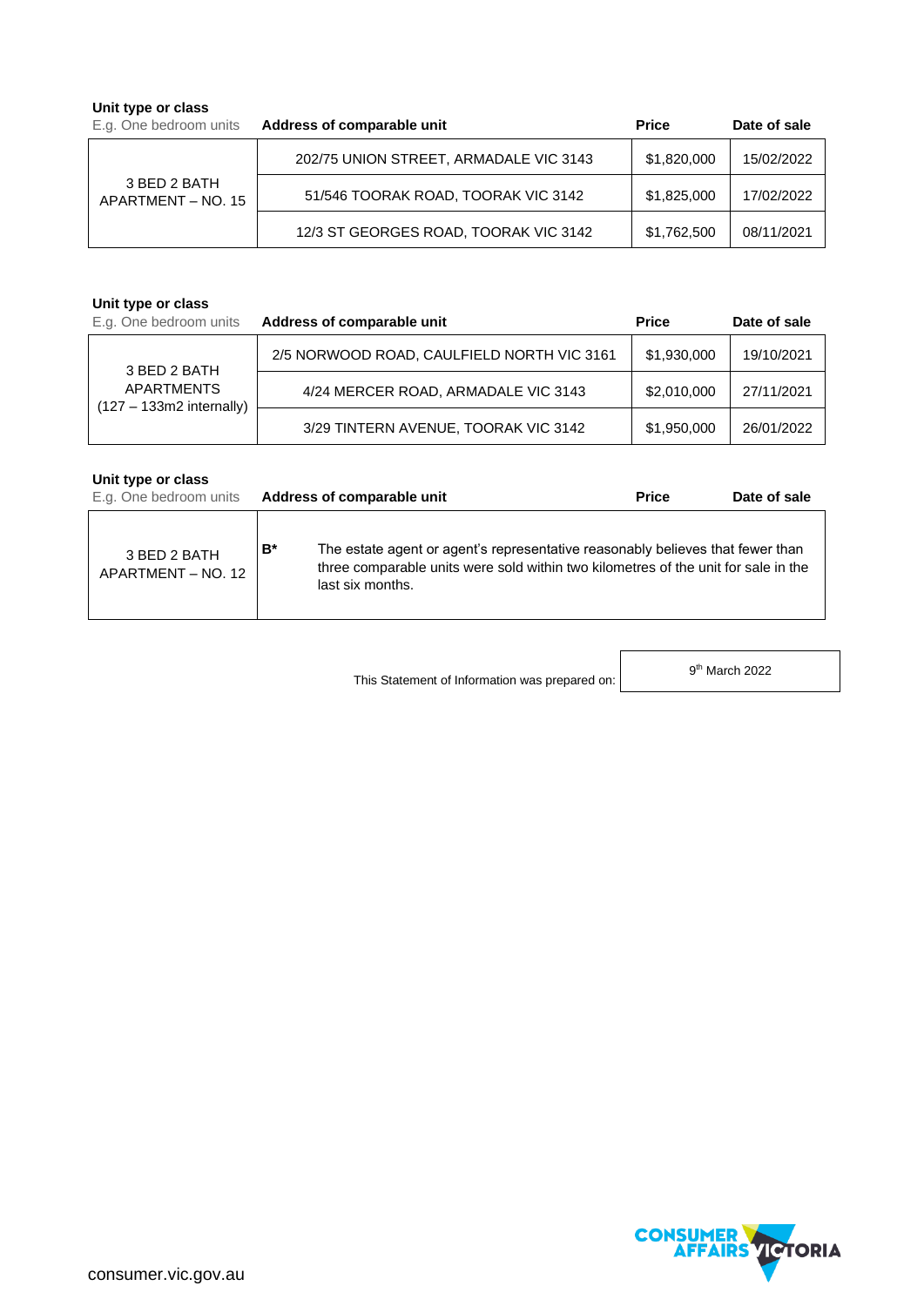| Unit type or class<br>E.g. One bedroom units | Address of comparable unit | Price | Date of sale |
|---|---|---|---|
| 3 BED 2 BATH APARTMENT – NO. 15 | 202/75 UNION STREET, ARMADALE VIC 3143 | $1,820,000 | 15/02/2022 |
| | 51/546 TOORAK ROAD, TOORAK VIC 3142 | $1,825,000 | 17/02/2022 |
| | 12/3 ST GEORGES ROAD, TOORAK VIC 3142 | $1,762,500 | 08/11/2021 |

| Unit type or class<br>E.g. One bedroom units | Address of comparable unit | Price | Date of sale |
|---|---|---|---|
| 3 BED 2 BATH APARTMENTS (127 – 133m2 internally) | 2/5 NORWOOD ROAD, CAULFIELD NORTH VIC 3161 | $1,930,000 | 19/10/2021 |
| | 4/24 MERCER ROAD, ARMADALE VIC 3143 | $2,010,000 | 27/11/2021 |
| | 3/29 TINTERN AVENUE, TOORAK VIC 3142 | $1,950,000 | 26/01/2022 |

| Unit type or class<br>E.g. One bedroom units | Address of comparable unit | Price | Date of sale |
|---|---|---|---|
| 3 BED 2 BATH APARTMENT – NO. 12 | **B*** The estate agent or agent's representative reasonably believes that fewer than three comparable units were sold within two kilometres of the unit for sale in the last six months. | | |

This Statement of Information was prepared on: 9th March 2022

consumer.vic.gov.au